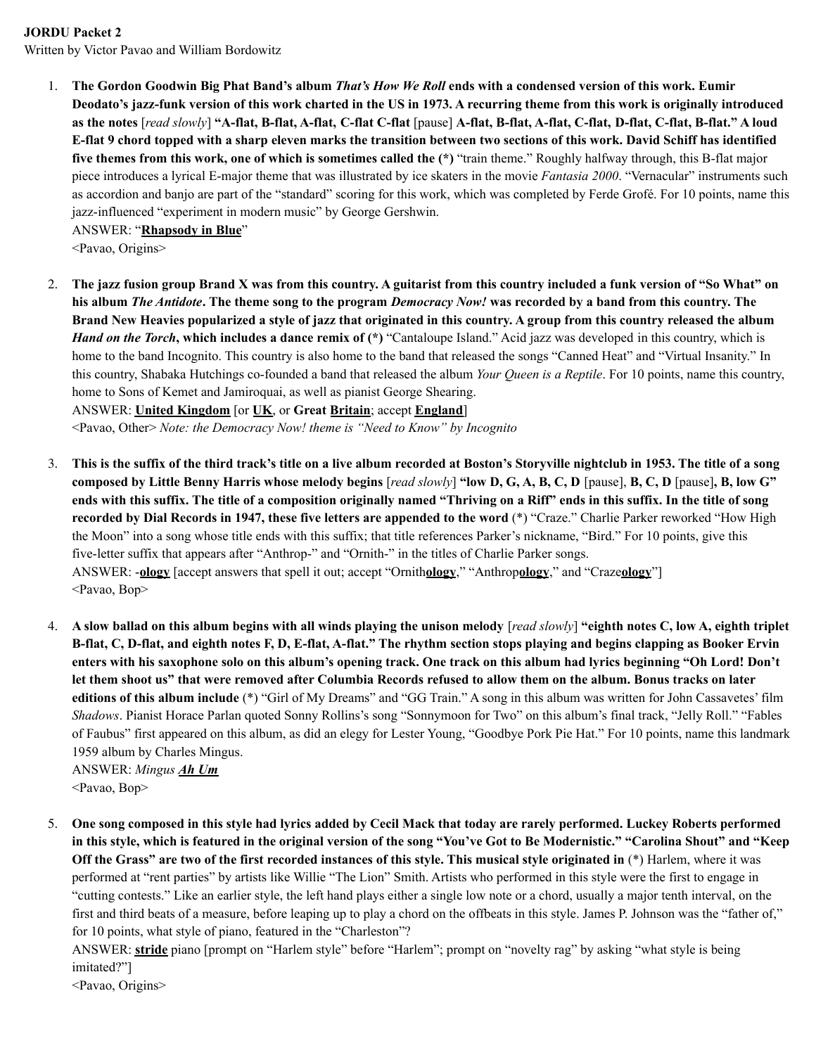**JORDU Packet 2**

Written by Victor Pavao and William Bordowitz

1. **The Gordon Goodwin Big Phat Band's album *That's How We Roll* ends with a condensed version of this work. Eumir Deodato's jazz-funk version of this work charted in the US in 1973. A recurring theme from this work is originally introduced as the notes** [*read slowly*] **"A-flat, B-flat, A-flat, C-flat C-flat** [pause] **A-flat, B-flat, A-flat, C-flat, D-flat, C-flat, B-flat." A loud E-flat 9 chord topped with a sharp eleven marks the transition between two sections of this work. David Schiff has identified five themes from this work, one of which is sometimes called the (\*)** "train theme." Roughly halfway through, this B-flat major piece introduces a lyrical E-major theme that was illustrated by ice skaters in the movie *Fantasia 2000*. "Vernacular" instruments such as accordion and banjo are part of the "standard" scoring for this work, which was completed by Ferde Grofé. For 10 points, name this jazz-influenced "experiment in modern music" by George Gershwin.
   ANSWER: "**<u>Rhapsody in Blue</u>**"
   <Pavao, Origins>

2. **The jazz fusion group Brand X was from this country. A guitarist from this country included a funk version of "So What" on his album *The Antidote*. The theme song to the program *Democracy Now!* was recorded by a band from this country. The Brand New Heavies popularized a style of jazz that originated in this country. A group from this country released the album *Hand on the Torch*, which includes a dance remix of (\*)** "Cantaloupe Island." Acid jazz was developed in this country, which is home to the band Incognito. This country is also home to the band that released the songs "Canned Heat" and "Virtual Insanity." In this country, Shabaka Hutchings co-founded a band that released the album *Your Queen is a Reptile*. For 10 points, name this country, home to Sons of Kemet and Jamiroquai, as well as pianist George Shearing.
   ANSWER: **<u>United Kingdom</u>** [or **<u>UK</u>**, or **Great <u>Britain</u>**; accept **<u>England</u>**]
   <Pavao, Other> *Note: the Democracy Now! theme is "Need to Know" by Incognito*

3. **This is the suffix of the third track's title on a live album recorded at Boston's Storyville nightclub in 1953. The title of a song composed by Little Benny Harris whose melody begins** [*read slowly*] **"low D, G, A, B, C, D** [pause], **B, C, D** [pause]**, B, low G" ends with this suffix. The title of a composition originally named "Thriving on a Riff" ends in this suffix. In the title of song recorded by Dial Records in 1947, these five letters are appended to the word** (\*) "Craze." Charlie Parker reworked "How High the Moon" into a song whose title ends with this suffix; that title references Parker's nickname, "Bird." For 10 points, give this five-letter suffix that appears after "Anthrop-" and "Ornith-" in the titles of Charlie Parker songs.
   ANSWER: -**<u>ology</u>** [accept answers that spell it out; accept "Ornith**<u>ology</u>**," "Anthrop**<u>ology</u>**," and "Craze**<u>ology</u>**"]
   <Pavao, Bop>

4. **A slow ballad on this album begins with all winds playing the unison melody** [*read slowly*] **"eighth notes C, low A, eighth triplet B-flat, C, D-flat, and eighth notes F, D, E-flat, A-flat." The rhythm section stops playing and begins clapping as Booker Ervin enters with his saxophone solo on this album's opening track. One track on this album had lyrics beginning "Oh Lord! Don't let them shoot us" that were removed after Columbia Records refused to allow them on the album. Bonus tracks on later editions of this album include** (\*) "Girl of My Dreams" and "GG Train." A song in this album was written for John Cassavetes' film *Shadows*. Pianist Horace Parlan quoted Sonny Rollins's song "Sonnymoon for Two" on this album's final track, "Jelly Roll." "Fables of Faubus" first appeared on this album, as did an elegy for Lester Young, "Goodbye Pork Pie Hat." For 10 points, name this landmark 1959 album by Charles Mingus.
   ANSWER: *Mingus* ***<u>Ah Um</u>***
   <Pavao, Bop>

5. **One song composed in this style had lyrics added by Cecil Mack that today are rarely performed. Luckey Roberts performed in this style, which is featured in the original version of the song "You've Got to Be Modernistic." "Carolina Shout" and "Keep Off the Grass" are two of the first recorded instances of this style. This musical style originated in** (\*) Harlem, where it was performed at "rent parties" by artists like Willie "The Lion" Smith. Artists who performed in this style were the first to engage in "cutting contests." Like an earlier style, the left hand plays either a single low note or a chord, usually a major tenth interval, on the first and third beats of a measure, before leaping up to play a chord on the offbeats in this style. James P. Johnson was the "father of," for 10 points, what style of piano, featured in the "Charleston"?
   ANSWER: **<u>stride</u>** piano [prompt on "Harlem style" before "Harlem"; prompt on "novelty rag" by asking "what style is being imitated?"]
   <Pavao, Origins>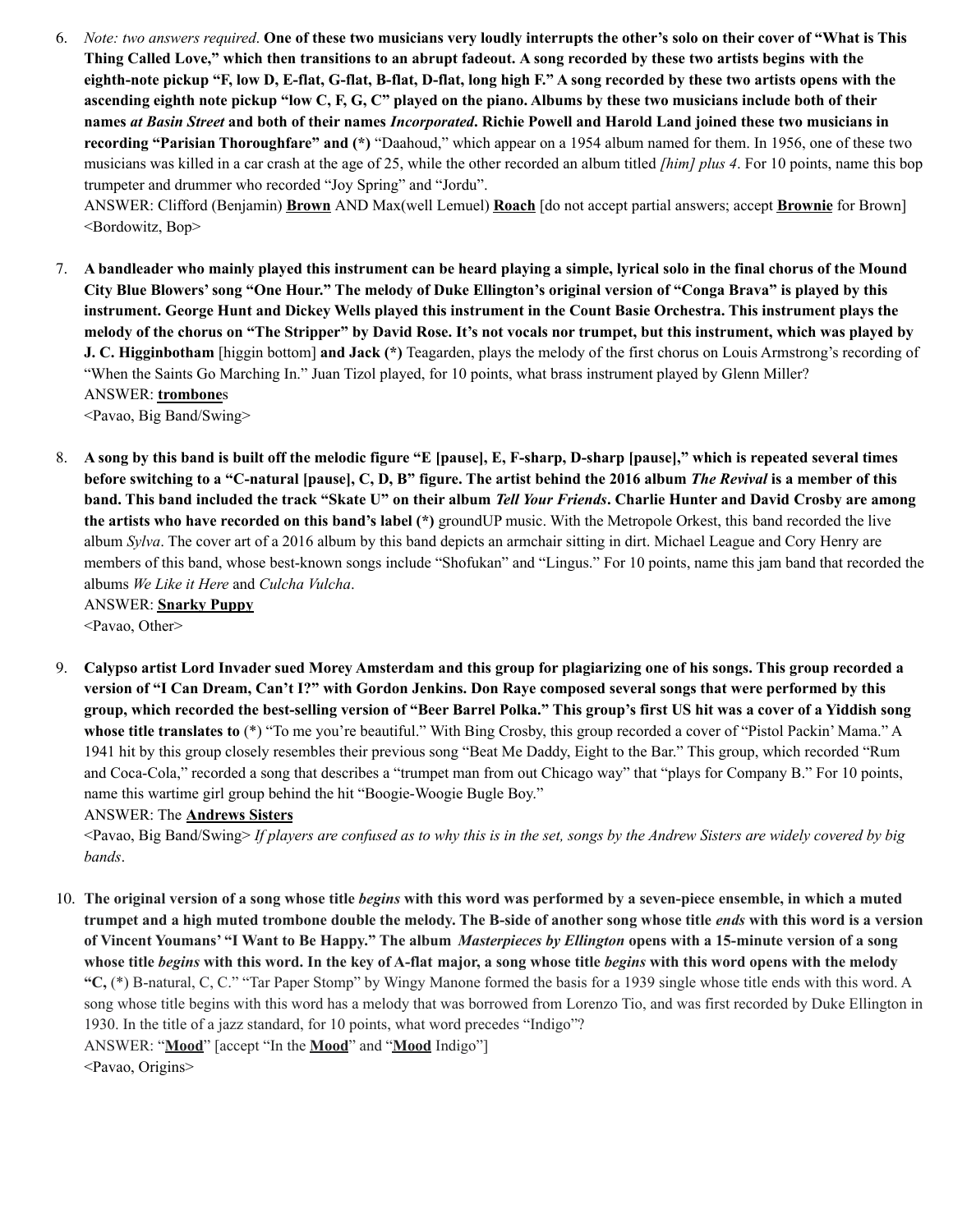6. *Note: two answers required.* **One of these two musicians very loudly interrupts the other's solo on their cover of "What is This Thing Called Love," which then transitions to an abrupt fadeout. A song recorded by these two artists begins with the eighth-note pickup "F, low D, E-flat, G-flat, B-flat, D-flat, long high F." A song recorded by these two artists opens with the ascending eighth note pickup "low C, F, G, C" played on the piano. Albums by these two musicians include both of their names *at Basin Street* and both of their names *Incorporated*. Richie Powell and Harold Land joined these two musicians in recording "Parisian Thoroughfare" and (*)** "Daahoud," which appear on a 1954 album named for them. In 1956, one of these two musicians was killed in a car crash at the age of 25, while the other recorded an album titled *[him] plus 4*. For 10 points, name this bop trumpeter and drummer who recorded "Joy Spring" and "Jordu".
ANSWER: Clifford (Benjamin) **Brown** AND Max(well Lemuel) **Roach** [do not accept partial answers; accept **Brownie** for Brown]
<Bordowitz, Bop>

7. **A bandleader who mainly played this instrument can be heard playing a simple, lyrical solo in the final chorus of the Mound City Blue Blowers' song "One Hour." The melody of Duke Ellington's original version of "Conga Brava" is played by this instrument. George Hunt and Dickey Wells played this instrument in the Count Basie Orchestra. This instrument plays the melody of the chorus on "The Stripper" by David Rose. It's not vocals nor trumpet, but this instrument, which was played by J. C. Higginbotham** [higgin bottom] **and Jack (*)** Teagarden, plays the melody of the first chorus on Louis Armstrong's recording of "When the Saints Go Marching In." Juan Tizol played, for 10 points, what brass instrument played by Glenn Miller?
ANSWER: **trombone**s
<Pavao, Big Band/Swing>

8. **A song by this band is built off the melodic figure "E [pause], E, F-sharp, D-sharp [pause]," which is repeated several times before switching to a "C-natural [pause], C, D, B" figure. The artist behind the 2016 album *The Revival* is a member of this band. This band included the track "Skate U" on their album *Tell Your Friends*. Charlie Hunter and David Crosby are among the artists who have recorded on this band's label (*)** groundUP music. With the Metropole Orkest, this band recorded the live album *Sylva*. The cover art of a 2016 album by this band depicts an armchair sitting in dirt. Michael League and Cory Henry are members of this band, whose best-known songs include "Shofukan" and "Lingus." For 10 points, name this jam band that recorded the albums *We Like it Here* and *Culcha Vulcha*.
ANSWER: **Snarky Puppy**
<Pavao, Other>

9. **Calypso artist Lord Invader sued Morey Amsterdam and this group for plagiarizing one of his songs. This group recorded a version of "I Can Dream, Can't I?" with Gordon Jenkins. Don Raye composed several songs that were performed by this group, which recorded the best-selling version of "Beer Barrel Polka." This group's first US hit was a cover of a Yiddish song whose title translates to** (*) "To me you're beautiful." With Bing Crosby, this group recorded a cover of "Pistol Packin' Mama." A 1941 hit by this group closely resembles their previous song "Beat Me Daddy, Eight to the Bar." This group, which recorded "Rum and Coca-Cola," recorded a song that describes a "trumpet man from out Chicago way" that "plays for Company B." For 10 points, name this wartime girl group behind the hit "Boogie-Woogie Bugle Boy."
ANSWER: The **Andrews Sisters**
<Pavao, Big Band/Swing> *If players are confused as to why this is in the set, songs by the Andrew Sisters are widely covered by big bands*.

10. **The original version of a song whose title *begins* with this word was performed by a seven-piece ensemble, in which a muted trumpet and a high muted trombone double the melody. The B-side of another song whose title *ends* with this word is a version of Vincent Youmans' "I Want to Be Happy." The album *Masterpieces by Ellington* opens with a 15-minute version of a song whose title *begins* with this word. In the key of A-flat major, a song whose title *begins* with this word opens with the melody "C,** (*) B-natural, C, C." "Tar Paper Stomp" by Wingy Manone formed the basis for a 1939 single whose title ends with this word. A song whose title begins with this word has a melody that was borrowed from Lorenzo Tio, and was first recorded by Duke Ellington in 1930. In the title of a jazz standard, for 10 points, what word precedes "Indigo"?
ANSWER: "**Mood**" [accept "In the **Mood**" and "**Mood** Indigo"]
<Pavao, Origins>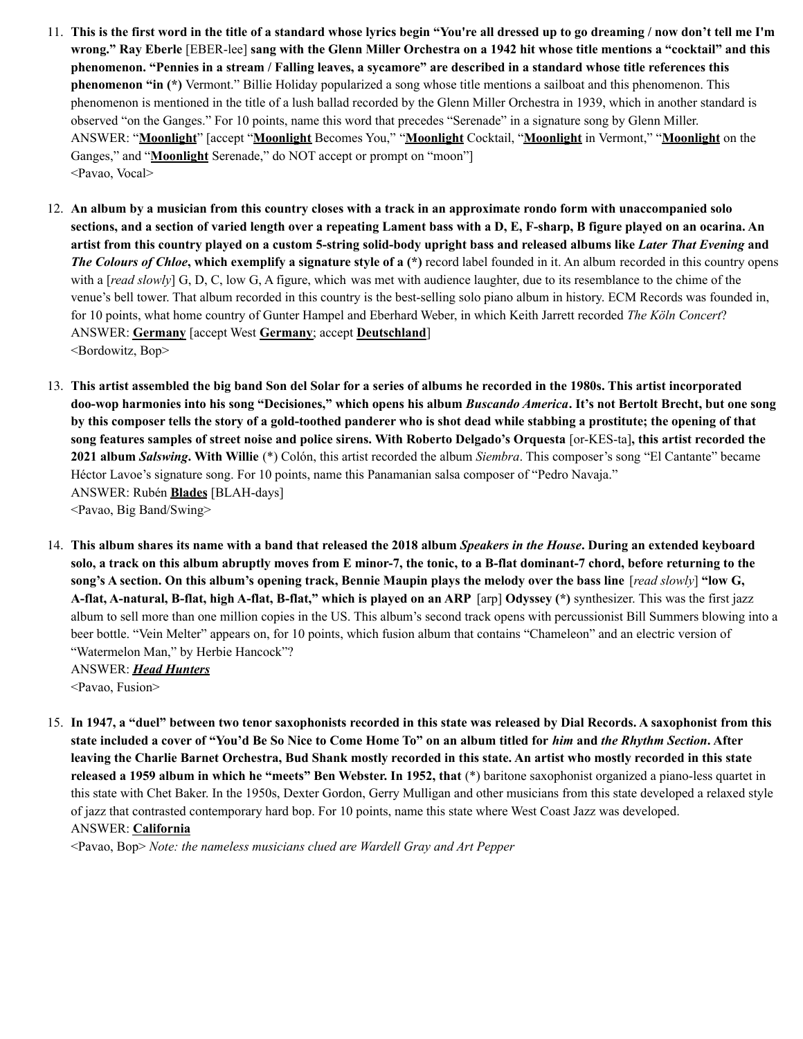11. **This is the first word in the title of a standard whose lyrics begin "You're all dressed up to go dreaming / now don't tell me I'm wrong." Ray Eberle** [EBER-lee] **sang with the Glenn Miller Orchestra on a 1942 hit whose title mentions a "cocktail" and this phenomenon. "Pennies in a stream / Falling leaves, a sycamore" are described in a standard whose title references this phenomenon "in (*)** Vermont." Billie Holiday popularized a song whose title mentions a sailboat and this phenomenon. This phenomenon is mentioned in the title of a lush ballad recorded by the Glenn Miller Orchestra in 1939, which in another standard is observed "on the Ganges." For 10 points, name this word that precedes "Serenade" in a signature song by Glenn Miller.
ANSWER: "**Moonlight**" [accept "**Moonlight** Becomes You," "**Moonlight** Cocktail, "**Moonlight** in Vermont," "**Moonlight** on the Ganges," and "**Moonlight** Serenade," do NOT accept or prompt on "moon"]
<Pavao, Vocal>

12. **An album by a musician from this country closes with a track in an approximate rondo form with unaccompanied solo sections, and a section of varied length over a repeating Lament bass with a D, E, F-sharp, B figure played on an ocarina. An artist from this country played on a custom 5-string solid-body upright bass and released albums like *Later That Evening* and *The Colours of Chloe*, which exemplify a signature style of a (*)** record label founded in it. An album recorded in this country opens with a [*read slowly*] G, D, C, low G, A figure, which was met with audience laughter, due to its resemblance to the chime of the venue's bell tower. That album recorded in this country is the best-selling solo piano album in history. ECM Records was founded in, for 10 points, what home country of Gunter Hampel and Eberhard Weber, in which Keith Jarrett recorded *The Köln Concert*?
ANSWER: **Germany** [accept West **Germany**; accept **Deutschland**]
<Bordowitz, Bop>

13. **This artist assembled the big band Son del Solar for a series of albums he recorded in the 1980s. This artist incorporated doo-wop harmonies into his song "Decisiones," which opens his album *Buscando America*. It's not Bertolt Brecht, but one song by this composer tells the story of a gold-toothed panderer who is shot dead while stabbing a prostitute; the opening of that song features samples of street noise and police sirens. With Roberto Delgado's Orquesta** [or-KES-ta]**, this artist recorded the 2021 album *Salswing*. With Willie** (*) Colón, this artist recorded the album *Siembra*. This composer's song "El Cantante" became Héctor Lavoe's signature song. For 10 points, name this Panamanian salsa composer of "Pedro Navaja."
ANSWER: Rubén **Blades** [BLAH-days]
<Pavao, Big Band/Swing>

14. **This album shares its name with a band that released the 2018 album *Speakers in the House*. During an extended keyboard solo, a track on this album abruptly moves from E minor-7, the tonic, to a B-flat dominant-7 chord, before returning to the song's A section. On this album's opening track, Bennie Maupin plays the melody over the bass line** [*read slowly*] **"low G, A-flat, A-natural, B-flat, high A-flat, B-flat," which is played on an ARP** [arp] **Odyssey (*)** synthesizer. This was the first jazz album to sell more than one million copies in the US. This album's second track opens with percussionist Bill Summers blowing into a beer bottle. "Vein Melter" appears on, for 10 points, which fusion album that contains "Chameleon" and an electric version of "Watermelon Man," by Herbie Hancock"?
ANSWER: ***Head Hunters***
<Pavao, Fusion>

15. **In 1947, a "duel" between two tenor saxophonists recorded in this state was released by Dial Records. A saxophonist from this state included a cover of "You'd Be So Nice to Come Home To" on an album titled for *him* and *the Rhythm Section*. After leaving the Charlie Barnet Orchestra, Bud Shank mostly recorded in this state. An artist who mostly recorded in this state released a 1959 album in which he "meets" Ben Webster. In 1952, that** (*) baritone saxophonist organized a piano-less quartet in this state with Chet Baker. In the 1950s, Dexter Gordon, Gerry Mulligan and other musicians from this state developed a relaxed style of jazz that contrasted contemporary hard bop. For 10 points, name this state where West Coast Jazz was developed.
ANSWER: **California**
<Pavao, Bop> *Note: the nameless musicians clued are Wardell Gray and Art Pepper*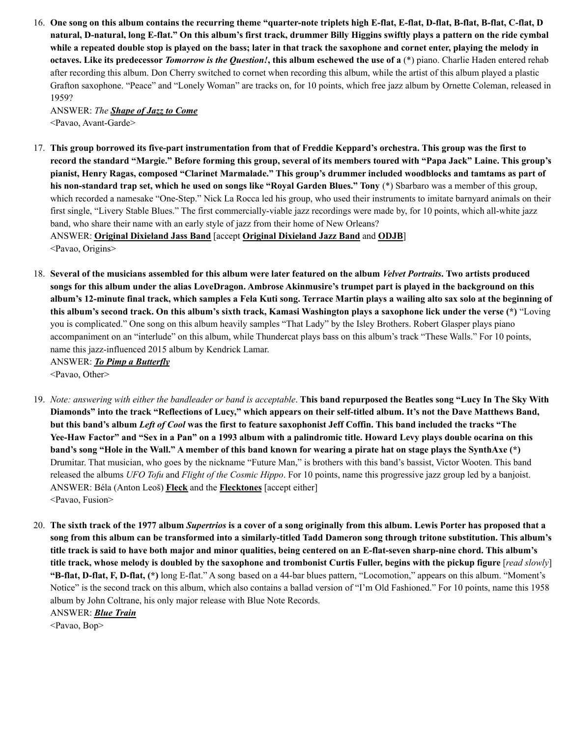16. **One song on this album contains the recurring theme "quarter-note triplets high E-flat, E-flat, D-flat, B-flat, B-flat, C-flat, D natural, D-natural, long E-flat." On this album's first track, drummer Billy Higgins swiftly plays a pattern on the ride cymbal while a repeated double stop is played on the bass; later in that track the saxophone and cornet enter, playing the melody in octaves. Like its predecessor *Tomorrow is the Question!*, this album eschewed the use of a** (*) piano. Charlie Haden entered rehab after recording this album. Don Cherry switched to cornet when recording this album, while the artist of this album played a plastic Grafton saxophone. "Peace" and "Lonely Woman" are tracks on, for 10 points, which free jazz album by Ornette Coleman, released in 1959?

    ANSWER: *The **Shape of Jazz to Come***

    <Pavao, Avant-Garde>

17. **This group borrowed its five-part instrumentation from that of Freddie Keppard's orchestra. This group was the first to record the standard "Margie." Before forming this group, several of its members toured with "Papa Jack" Laine. This group's pianist, Henry Ragas, composed "Clarinet Marmalade." This group's drummer included woodblocks and tamtams as part of his non-standard trap set, which he used on songs like "Royal Garden Blues." Tony** (*) Sbarbaro was a member of this group, which recorded a namesake "One-Step." Nick La Rocca led his group, who used their instruments to imitate barnyard animals on their first single, "Livery Stable Blues." The first commercially-viable jazz recordings were made by, for 10 points, which all-white jazz band, who share their name with an early style of jazz from their home of New Orleans?

    ANSWER: **Original Dixieland Jass Band** [accept **Original Dixieland Jazz Band** and **ODJB**]

    <Pavao, Origins>

18. **Several of the musicians assembled for this album were later featured on the album *Velvet Portraits*. Two artists produced songs for this album under the alias LoveDragon. Ambrose Akinmusire's trumpet part is played in the background on this album's 12-minute final track, which samples a Fela Kuti song. Terrace Martin plays a wailing alto sax solo at the beginning of this album's second track. On this album's sixth track, Kamasi Washington plays a saxophone lick under the verse (*)** "Loving you is complicated." One song on this album heavily samples "That Lady" by the Isley Brothers. Robert Glasper plays piano accompaniment on an "interlude" on this album, while Thundercat plays bass on this album's track "These Walls." For 10 points, name this jazz-influenced 2015 album by Kendrick Lamar.

    ANSWER: ***To Pimp a Butterfly***

    <Pavao, Other>

19. *Note: answering with either the bandleader or band is acceptable*. **This band repurposed the Beatles song "Lucy In The Sky With Diamonds" into the track "Reflections of Lucy," which appears on their self-titled album. It's not the Dave Matthews Band, but this band's album *Left of Cool* was the first to feature saxophonist Jeff Coffin. This band included the tracks "The Yee-Haw Factor" and "Sex in a Pan" on a 1993 album with a palindromic title. Howard Levy plays double ocarina on this band's song "Hole in the Wall." A member of this band known for wearing a pirate hat on stage plays the SynthAxe (*)** Drumitar. That musician, who goes by the nickname "Future Man," is brothers with this band's bassist, Victor Wooten. This band released the albums *UFO Tofu* and *Flight of the Cosmic Hippo*. For 10 points, name this progressive jazz group led by a banjoist.

    ANSWER: Béla (Anton Leoš) **Fleck** and the **Flecktones** [accept either]

    <Pavao, Fusion>

20. **The sixth track of the 1977 album *Supertrios* is a cover of a song originally from this album. Lewis Porter has proposed that a song from this album can be transformed into a similarly-titled Tadd Dameron song through tritone substitution. This album's title track is said to have both major and minor qualities, being centered on an E-flat-seven sharp-nine chord. This album's title track, whose melody is doubled by the saxophone and trombonist Curtis Fuller, begins with the pickup figure** [*read slowly*] **"B-flat, D-flat, F, D-flat, (*)** long E-flat." A song based on a 44-bar blues pattern, "Locomotion," appears on this album. "Moment's Notice" is the second track on this album, which also contains a ballad version of "I'm Old Fashioned." For 10 points, name this 1958 album by John Coltrane, his only major release with Blue Note Records.

    ANSWER: ***Blue Train***

    <Pavao, Bop>